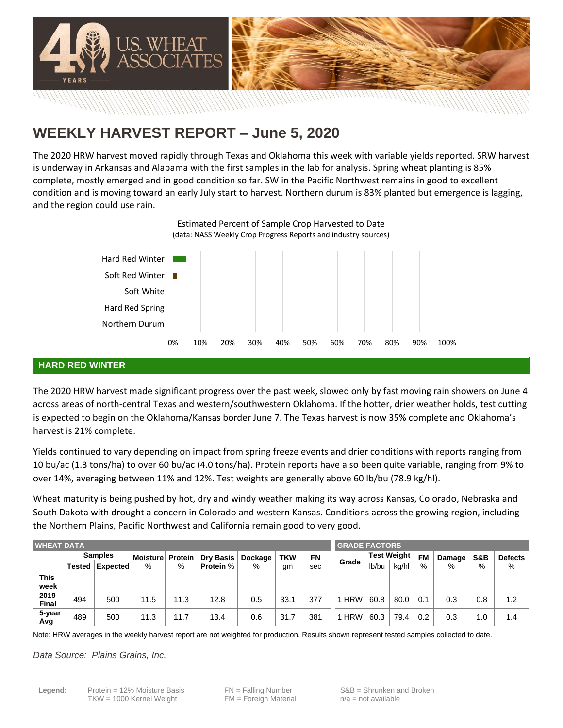# WEEKLY HARVEST REPORT – June 5, 2020

The 2020 HRW harvest moved rapidly through Texas and Oklahoma this week with variable yields reported. SRW harvest is underway in Arkansas and Alabama with the first samples in the lab for analysis. Spring wheat planting is 85% complete, mostly emerged and in good condition so far. SW in the Pacific Northwest remains in good to excellent condition and is moving toward an early July start to harvest. Northern durum is 83% planted but emergence is lagging, and the region could use rain.

Estimated Percent of Sample Crop Harvested to Date
(data: NASS Weekly Crop Progress Reports and industry sources)

| Class | Percent Harvested |
|---|---|
| Hard Red Winter | ~5% |
| Soft Red Winter | ~1% |
| Soft White | 0% |
| Hard Red Spring | 0% |
| Northern Durum | 0% |

## HARD RED WINTER

The 2020 HRW harvest made significant progress over the past week, slowed only by fast moving rain showers on June 4 across areas of north-central Texas and western/southwestern Oklahoma. If the hotter, drier weather holds, test cutting is expected to begin on the Oklahoma/Kansas border June 7. The Texas harvest is now 35% complete and Oklahoma's harvest is 21% complete.

Yields continued to vary depending on impact from spring freeze events and drier conditions with reports ranging from 10 bu/ac (1.3 tons/ha) to over 60 bu/ac (4.0 tons/ha). Protein reports have also been quite variable, ranging from 9% to over 14%, averaging between 11% and 12%. Test weights are generally above 60 lb/bu (78.9 kg/hl).

Wheat maturity is being pushed by hot, dry and windy weather making its way across Kansas, Colorado, Nebraska and South Dakota with drought a concern in Colorado and western Kansas. Conditions across the growing region, including the Northern Plains, Pacific Northwest and California remain good to very good.

| WHEAT DATA | | | | | | | | | GRADE FACTORS | | | | | | |
|---|---|---|---|---|---|---|---|---|---|---|---|---|---|---|---|
| | Samples | | Moisture | Protein | Dry Basis | Dockage | TKW | FN | Grade | Test Weight | | FM | Damage | S&B | Defects |
| | Tested | Expected | % | % | Protein % | % | gm | sec | | lb/bu | kg/hl | % | % | % | % |
| This week | | | | | | | | | | | | | | | |
| 2019 Final | 494 | 500 | 11.5 | 11.3 | 12.8 | 0.5 | 33.1 | 377 | 1 HRW | 60.8 | 80.0 | 0.1 | 0.3 | 0.8 | 1.2 |
| 5-year Avg | 489 | 500 | 11.3 | 11.7 | 13.4 | 0.6 | 31.7 | 381 | 1 HRW | 60.3 | 79.4 | 0.2 | 0.3 | 1.0 | 1.4 |

Note: HRW averages in the weekly harvest report are not weighted for production. Results shown represent tested samples collected to date.

*Data Source: Plains Grains, Inc.*

**Legend:** Protein = 12% Moisture Basis; TKW = 1000 Kernel Weight; FN = Falling Number; FM = Foreign Material; S&B = Shrunken and Broken; n/a = not available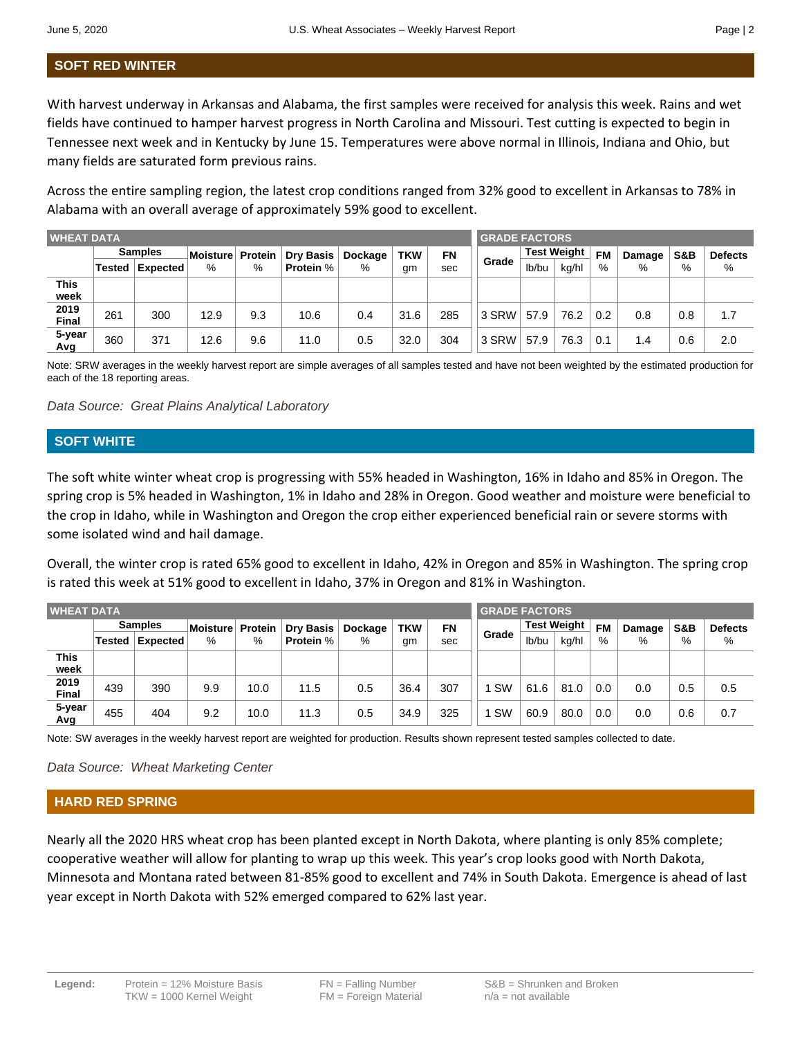## SOFT RED WINTER

With harvest underway in Arkansas and Alabama, the first samples were received for analysis this week. Rains and wet fields have continued to hamper harvest progress in North Carolina and Missouri. Test cutting is expected to begin in Tennessee next week and in Kentucky by June 15. Temperatures were above normal in Illinois, Indiana and Ohio, but many fields are saturated form previous rains.

Across the entire sampling region, the latest crop conditions ranged from 32% good to excellent in Arkansas to 78% in Alabama with an overall average of approximately 59% good to excellent.

| WHEAT DATA | | | | | | | | | GRADE FACTORS | | | | | | |
|---|---|---|---|---|---|---|---|---|---|---|---|---|---|---|---|
| | Samples | | Moisture | Protein | Dry Basis | Dockage | TKW | FN | Grade | Test Weight | | FM | Damage | S&B | Defects |
| | Tested | Expected | % | % | Protein % | % | gm | sec | | lb/bu | kg/hl | % | % | % | % |
| This week | | | | | | | | | | | | | | | |
| 2019 Final | 261 | 300 | 12.9 | 9.3 | 10.6 | 0.4 | 31.6 | 285 | 3 SRW | 57.9 | 76.2 | 0.2 | 0.8 | 0.8 | 1.7 |
| 5-year Avg | 360 | 371 | 12.6 | 9.6 | 11.0 | 0.5 | 32.0 | 304 | 3 SRW | 57.9 | 76.3 | 0.1 | 1.4 | 0.6 | 2.0 |

Note: SRW averages in the weekly harvest report are simple averages of all samples tested and have not been weighted by the estimated production for each of the 18 reporting areas.

*Data Source: Great Plains Analytical Laboratory*

## SOFT WHITE

The soft white winter wheat crop is progressing with 55% headed in Washington, 16% in Idaho and 85% in Oregon. The spring crop is 5% headed in Washington, 1% in Idaho and 28% in Oregon. Good weather and moisture were beneficial to the crop in Idaho, while in Washington and Oregon the crop either experienced beneficial rain or severe storms with some isolated wind and hail damage.

Overall, the winter crop is rated 65% good to excellent in Idaho, 42% in Oregon and 85% in Washington. The spring crop is rated this week at 51% good to excellent in Idaho, 37% in Oregon and 81% in Washington.

| WHEAT DATA | | | | | | | | | GRADE FACTORS | | | | | | |
|---|---|---|---|---|---|---|---|---|---|---|---|---|---|---|---|
| | Samples | | Moisture | Protein | Dry Basis | Dockage | TKW | FN | Grade | Test Weight | | FM | Damage | S&B | Defects |
| | Tested | Expected | % | % | Protein % | % | gm | sec | | lb/bu | kg/hl | % | % | % | % |
| This week | | | | | | | | | | | | | | | |
| 2019 Final | 439 | 390 | 9.9 | 10.0 | 11.5 | 0.5 | 36.4 | 307 | 1 SW | 61.6 | 81.0 | 0.0 | 0.0 | 0.5 | 0.5 |
| 5-year Avg | 455 | 404 | 9.2 | 10.0 | 11.3 | 0.5 | 34.9 | 325 | 1 SW | 60.9 | 80.0 | 0.0 | 0.0 | 0.6 | 0.7 |

Note: SW averages in the weekly harvest report are weighted for production. Results shown represent tested samples collected to date.

*Data Source: Wheat Marketing Center*

## HARD RED SPRING

Nearly all the 2020 HRS wheat crop has been planted except in North Dakota, where planting is only 85% complete; cooperative weather will allow for planting to wrap up this week. This year's crop looks good with North Dakota, Minnesota and Montana rated between 81-85% good to excellent and 74% in South Dakota. Emergence is ahead of last year except in North Dakota with 52% emerged compared to 62% last year.

**Legend:** Protein = 12% Moisture Basis; TKW = 1000 Kernel Weight; FN = Falling Number; FM = Foreign Material; S&B = Shrunken and Broken; n/a = not available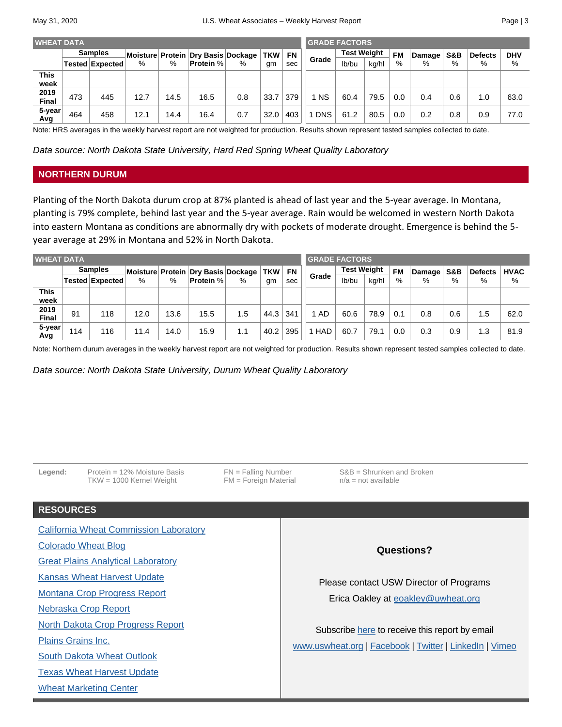| WHEAT DATA | | | | | | | | | | GRADE FACTORS | | | | | | | |
|---|---|---|---|---|---|---|---|---|---|---|---|---|---|---|---|---|---|
| | Samples | | Moisture | Protein | Dry Basis | Dockage | TKW | FN | | Grade | Test Weight | | FM | Damage | S&B | Defects | DHV |
| | Tested | Expected | % | % | Protein % | % | gm | sec | | | lb/bu | kg/hl | % | % | % | % | % |
| This week | | | | | | | | | | | | | | | | | |
| 2019 Final | 473 | 445 | 12.7 | 14.5 | 16.5 | 0.8 | 33.7 | 379 | | 1 NS | 60.4 | 79.5 | 0.0 | 0.4 | 0.6 | 1.0 | 63.0 |
| 5-year Avg | 464 | 458 | 12.1 | 14.4 | 16.4 | 0.7 | 32.0 | 403 | | 1 DNS | 61.2 | 80.5 | 0.0 | 0.2 | 0.8 | 0.9 | 77.0 |

Note: HRS averages in the weekly harvest report are not weighted for production. Results shown represent tested samples collected to date.

*Data source: North Dakota State University, Hard Red Spring Wheat Quality Laboratory*

## NORTHERN DURUM

Planting of the North Dakota durum crop at 87% planted is ahead of last year and the 5-year average. In Montana, planting is 79% complete, behind last year and the 5-year average. Rain would be welcomed in western North Dakota into eastern Montana as conditions are abnormally dry with pockets of moderate drought. Emergence is behind the 5-year average at 29% in Montana and 52% in North Dakota.

| WHEAT DATA | | | | | | | | | | GRADE FACTORS | | | | | | | |
|---|---|---|---|---|---|---|---|---|---|---|---|---|---|---|---|---|---|
| | Samples | | Moisture | Protein | Dry Basis | Dockage | TKW | FN | | Grade | Test Weight | | FM | Damage | S&B | Defects | HVAC |
| | Tested | Expected | % | % | Protein % | % | gm | sec | | | lb/bu | kg/hl | % | % | % | % | % |
| This week | | | | | | | | | | | | | | | | | |
| 2019 Final | 91 | 118 | 12.0 | 13.6 | 15.5 | 1.5 | 44.3 | 341 | | 1 AD | 60.6 | 78.9 | 0.1 | 0.8 | 0.6 | 1.5 | 62.0 |
| 5-year Avg | 114 | 116 | 11.4 | 14.0 | 15.9 | 1.1 | 40.2 | 395 | | 1 HAD | 60.7 | 79.1 | 0.0 | 0.3 | 0.9 | 1.3 | 81.9 |

Note: Northern durum averages in the weekly harvest report are not weighted for production. Results shown represent tested samples collected to date.

*Data source: North Dakota State University, Durum Wheat Quality Laboratory*

**Legend:**
Protein = 12% Moisture Basis
TKW = 1000 Kernel Weight
FN = Falling Number
FM = Foreign Material
S&B = Shrunken and Broken
n/a = not available

## RESOURCES

- California Wheat Commission Laboratory
- Colorado Wheat Blog
- Great Plains Analytical Laboratory
- Kansas Wheat Harvest Update
- Montana Crop Progress Report
- Nebraska Crop Report
- North Dakota Crop Progress Report
- Plains Grains Inc.
- South Dakota Wheat Outlook
- Texas Wheat Harvest Update
- Wheat Marketing Center

**Questions?**

Please contact USW Director of Programs
Erica Oakley at eoakley@uswheat.org

Subscribe here to receive this report by email

www.uswheat.org | Facebook | Twitter | LinkedIn | Vimeo